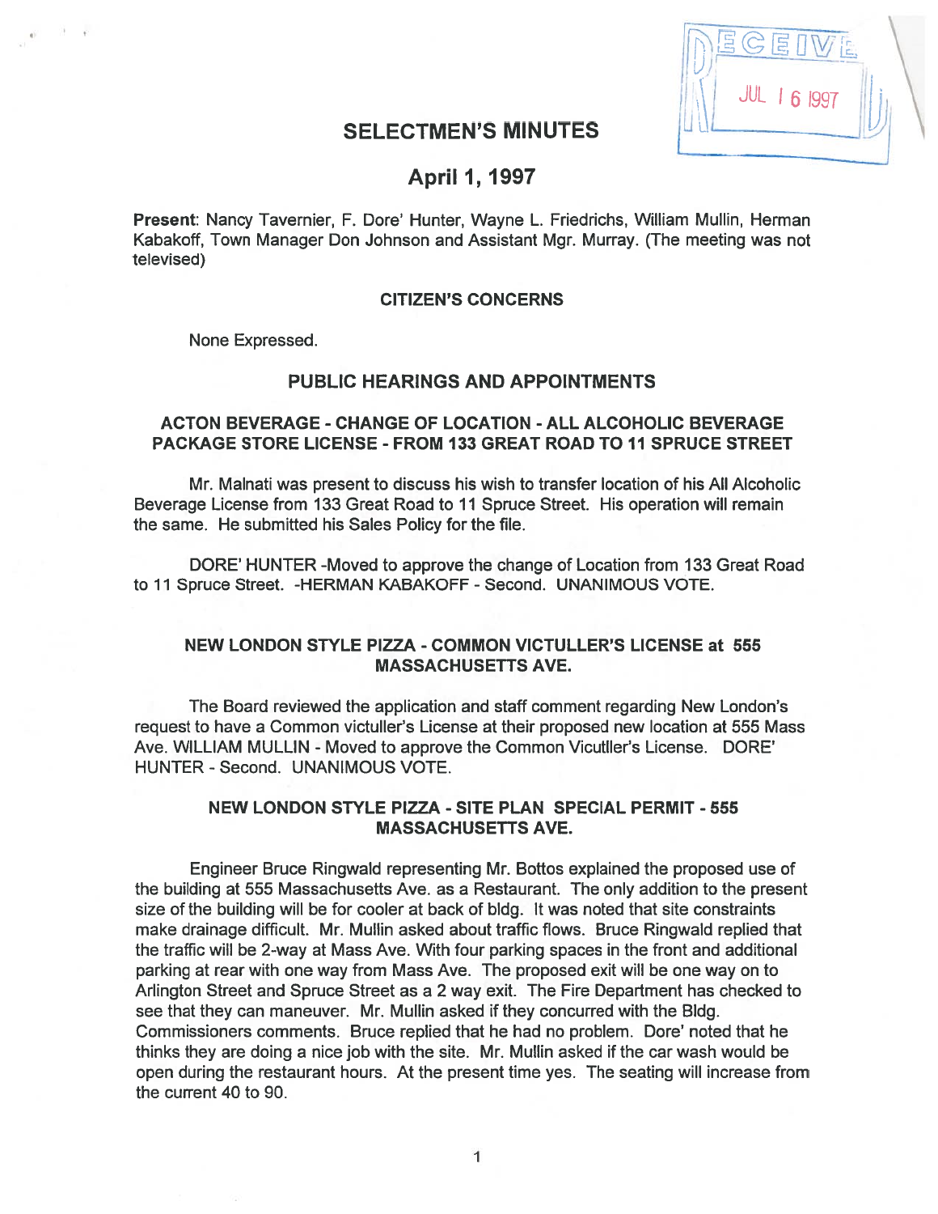RECEIVED JUL 16 1997

# SELECTMEN'S MINUTES

## April 1, 1997

**Present**: Nancy Tavernier, F. Dore' Hunter, Wayne L. Friedrichs, William Mullin, Herman Kabakoff, Town Manager Don Johnson and Assistant Mgr. Murray. (The meeting was not televised)

### CITIZEN'S CONCERNS

None Expressed.

### PUBLIC HEARINGS AND APPOINTMENTS

#### ACTON BEVERAGE - CHANGE OF LOCATION - ALL ALCOHOLIC BEVERAGE PACKAGE STORE LICENSE - FROM 133 GREAT ROAD TO 11 SPRUCE STREET

Mr. Malnati was present to discuss his wish to transfer location of his All Alcoholic Beverage License from 133 Great Road to 11 Spruce Street. His operation will remain the same. He submitted his Sales Policy for the file.

DORE' HUNTER -Moved to approve the change of Location from 133 Great Road to 11 Spruce Street. -HERMAN KABAKOFF - Second. UNANIMOUS VOTE.

#### NEW LONDON STYLE PIZZA - COMMON VICTULLER'S LICENSE at 555 MASSACHUSETTS AVE.

The Board reviewed the application and staff comment regarding New London's request to have a Common victuller's License at their proposed new location at 555 Mass Ave. WILLIAM MULLIN - Moved to approve the Common Vicutller's License. DORE' HUNTER - Second. UNANIMOUS VOTE.

#### NEW LONDON STYLE PIZZA - SITE PLAN SPECIAL PERMIT - 555 MASSACHUSETTS AVE.

Engineer Bruce Ringwald representing Mr. Bottos explained the proposed use of the building at 555 Massachusetts Ave. as a Restaurant. The only addition to the present size of the building will be for cooler at back of bldg. It was noted that site constraints make drainage difficult. Mr. Mullin asked about traffic flows. Bruce Ringwald replied that the traffic will be 2-way at Mass Ave. With four parking spaces in the front and additional parking at rear with one way from Mass Ave. The proposed exit will be one way on to Arlington Street and Spruce Street as a 2 way exit. The Fire Department has checked to see that they can maneuver. Mr. Mullin asked if they concurred with the Bldg. Commissioners comments. Bruce replied that he had no problem. Dore' noted that he thinks they are doing a nice job with the site. Mr. Mullin asked if the car wash would be open during the restaurant hours. At the present time yes. The seating will increase from the current 40 to 90.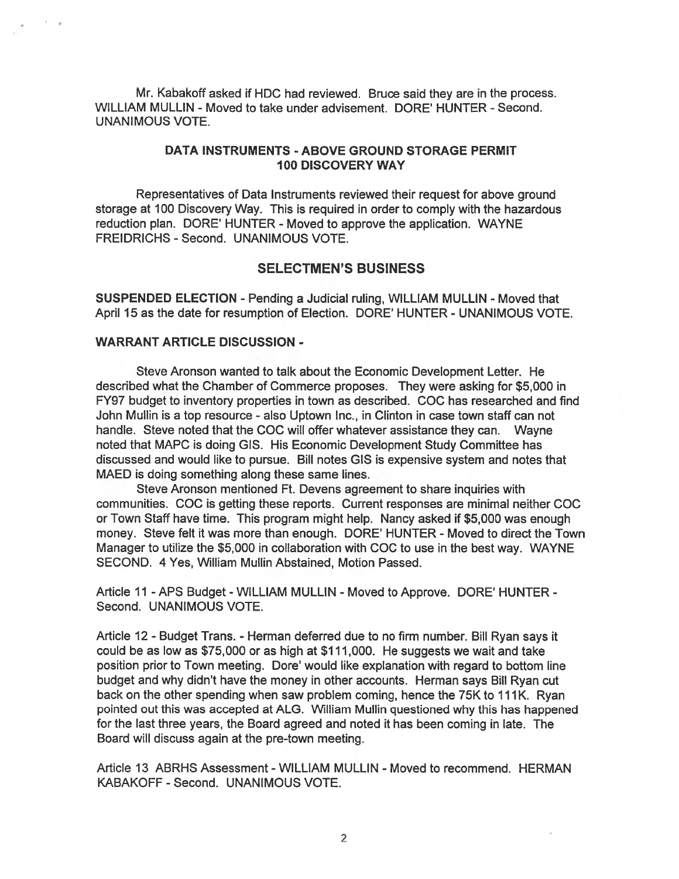Mr. Kabakoff asked if HDC had reviewed. Bruce said they are in the process. WILLIAM MULLIN - Moved to take under advisement. DORE' HUNTER - Second. UNANIMOUS VOTE.

### DATA INSTRUMENTS - ABOVE GROUND STORAGE PERMIT 100 DISCOVERY WAY

Representatives of Data Instruments reviewed their request for above ground storage at 100 Discovery Way. This is required in order to comply with the hazardous reduction plan. DORE' HUNTER - Moved to approve the application. WAYNE FREIDRICHS - Second. UNANIMOUS VOTE.

## SELECTMEN'S BUSINESS

**SUSPENDED ELECTION** - Pending a Judicial ruling, WILLIAM MULLIN - Moved that April 15 as the date for resumption of Election. DORE' HUNTER - UNANIMOUS VOTE.

**WARRANT ARTICLE DISCUSSION -**

Steve Aronson wanted to talk about the Economic Development Letter. He described what the Chamber of Commerce proposes. They were asking for $5,000 in FY97 budget to inventory properties in town as described. COC has researched and find John Mullin is a top resource - also Uptown Inc., in Clinton in case town staff can not handle. Steve noted that the COC will offer whatever assistance they can. Wayne noted that MAPC is doing GIS. His Economic Development Study Committee has discussed and would like to pursue. Bill notes GIS is expensive system and notes that MAED is doing something along these same lines.

Steve Aronson mentioned Ft. Devens agreement to share inquiries with communities. COC is getting these reports. Current responses are minimal neither COC or Town Staff have time. This program might help. Nancy asked if $5,000 was enough money. Steve felt it was more than enough. DORE' HUNTER - Moved to direct the Town Manager to utilize the $5,000 in collaboration with COC to use in the best way. WAYNE SECOND. 4 Yes, William Mullin Abstained, Motion Passed.

Article 11 - APS Budget - WILLIAM MULLIN - Moved to Approve. DORE' HUNTER - Second. UNANIMOUS VOTE.

Article 12 - Budget Trans. - Herman deferred due to no firm number. Bill Ryan says it could be as low as $75,000 or as high at $111,000. He suggests we wait and take position prior to Town meeting. Dore' would like explanation with regard to bottom line budget and why didn't have the money in other accounts. Herman says Bill Ryan cut back on the other spending when saw problem coming, hence the 75K to 111K. Ryan pointed out this was accepted at ALG. William Mullin questioned why this has happened for the last three years, the Board agreed and noted it has been coming in late. The Board will discuss again at the pre-town meeting.

Article 13 ABRHS Assessment - WILLIAM MULLIN - Moved to recommend. HERMAN KABAKOFF - Second. UNANIMOUS VOTE.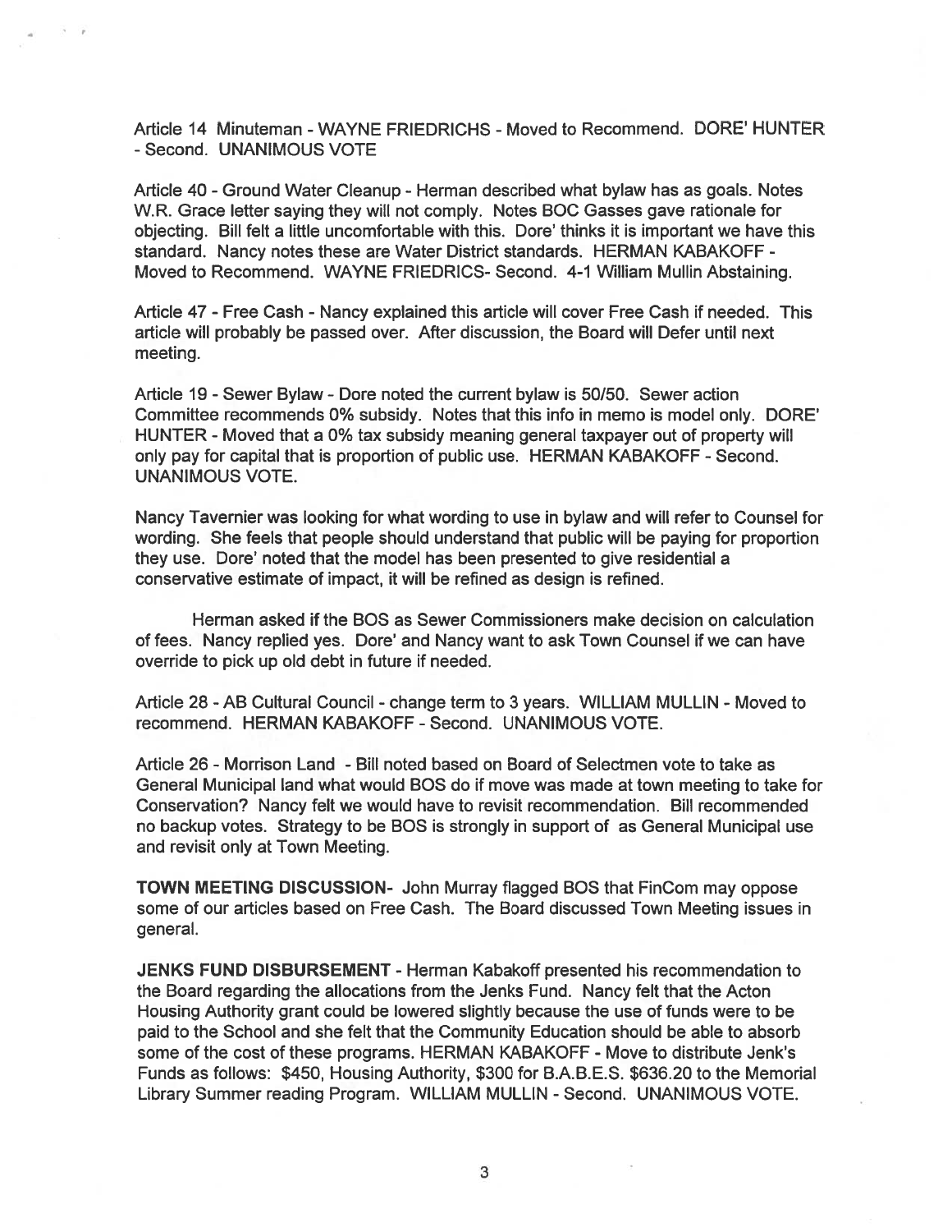Article 14 Minuteman - WAYNE FRIEDRICHS - Moved to Recommend. DORE' HUNTER - Second. UNANIMOUS VOTE

Article 40 - Ground Water Cleanup - Herman described what bylaw has as goals. Notes W.R. Grace letter saying they will not comply. Notes BOC Gasses gave rationale for objecting. Bill felt a little uncomfortable with this. Dore' thinks it is important we have this standard. Nancy notes these are Water District standards. HERMAN KABAKOFF - Moved to Recommend. WAYNE FRIEDRICS- Second. 4-1 William Mullin Abstaining.

Article 47 - Free Cash - Nancy explained this article will cover Free Cash if needed. This article will probably be passed over. After discussion, the Board will Defer until next meeting.

Article 19 - Sewer Bylaw - Dore noted the current bylaw is 50/50. Sewer action Committee recommends 0% subsidy. Notes that this info in memo is model only. DORE' HUNTER - Moved that a 0% tax subsidy meaning general taxpayer out of property will only pay for capital that is proportion of public use. HERMAN KABAKOFF - Second. UNANIMOUS VOTE.

Nancy Tavernier was looking for what wording to use in bylaw and will refer to Counsel for wording. She feels that people should understand that public will be paying for proportion they use. Dore' noted that the model has been presented to give residential a conservative estimate of impact, it will be refined as design is refined.

Herman asked if the BOS as Sewer Commissioners make decision on calculation of fees. Nancy replied yes. Dore' and Nancy want to ask Town Counsel if we can have override to pick up old debt in future if needed.

Article 28 - AB Cultural Council - change term to 3 years. WILLIAM MULLIN - Moved to recommend. HERMAN KABAKOFF - Second. UNANIMOUS VOTE.

Article 26 - Morrison Land - Bill noted based on Board of Selectmen vote to take as General Municipal land what would BOS do if move was made at town meeting to take for Conservation? Nancy felt we would have to revisit recommendation. Bill recommended no backup votes. Strategy to be BOS is strongly in support of as General Municipal use and revisit only at Town Meeting.

**TOWN MEETING DISCUSSION**- John Murray flagged BOS that FinCom may oppose some of our articles based on Free Cash. The Board discussed Town Meeting issues in general.

**JENKS FUND DISBURSEMENT** - Herman Kabakoff presented his recommendation to the Board regarding the allocations from the Jenks Fund. Nancy felt that the Acton Housing Authority grant could be lowered slightly because the use of funds were to be paid to the School and she felt that the Community Education should be able to absorb some of the cost of these programs. HERMAN KABAKOFF - Move to distribute Jenk's Funds as follows: $450, Housing Authority, $300 for B.A.B.E.S. $636.20 to the Memorial Library Summer reading Program. WILLIAM MULLIN - Second. UNANIMOUS VOTE.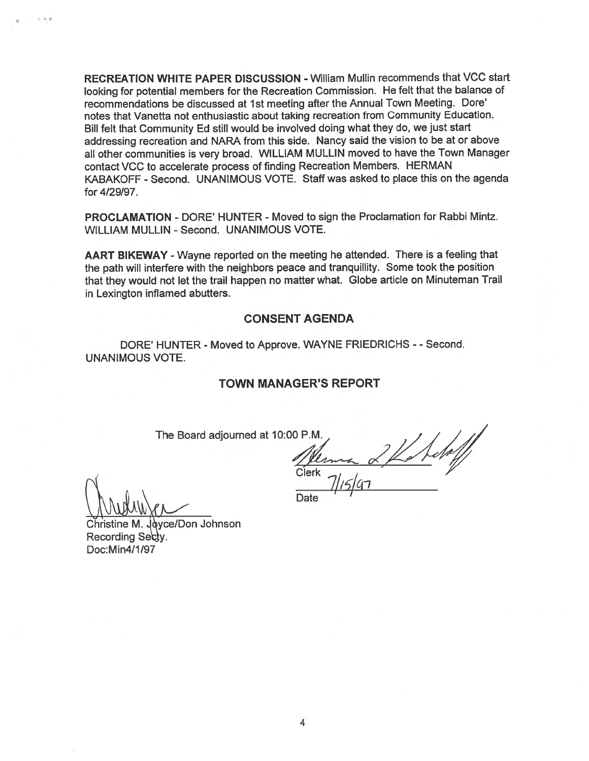**RECREATION WHITE PAPER DISCUSSION** - William Mullin recommends that VCC start looking for potential members for the Recreation Commission. He felt that the balance of recommendations be discussed at 1st meeting after the Annual Town Meeting. Dore' notes that Vanetta not enthusiastic about taking recreation from Community Education. Bill felt that Community Ed still would be involved doing what they do, we just start addressing recreation and NARA from this side. Nancy said the vision to be at or above all other communities is very broad. WILLIAM MULLIN moved to have the Town Manager contact VCC to accelerate process of finding Recreation Members. HERMAN KABAKOFF - Second. UNANIMOUS VOTE. Staff was asked to place this on the agenda for 4/29/97.

**PROCLAMATION** - DORE' HUNTER - Moved to sign the Proclamation for Rabbi Mintz. WILLIAM MULLIN - Second. UNANIMOUS VOTE.

**AART BIKEWAY** - Wayne reported on the meeting he attended. There is a feeling that the path will interfere with the neighbors peace and tranquillity. Some took the position that they would not let the trail happen no matter what. Globe article on Minuteman Trail in Lexington inflamed abutters.

## CONSENT AGENDA

DORE' HUNTER - Moved to Approve. WAYNE FRIEDRICHS - - Second. UNANIMOUS VOTE.

## TOWN MANAGER'S REPORT

The Board adjourned at 10:00 P.M.

Clerk

Date 7/15/97

Christine M. Joyce/Don Johnson
Recording Secty.
Doc:Min4/1/97